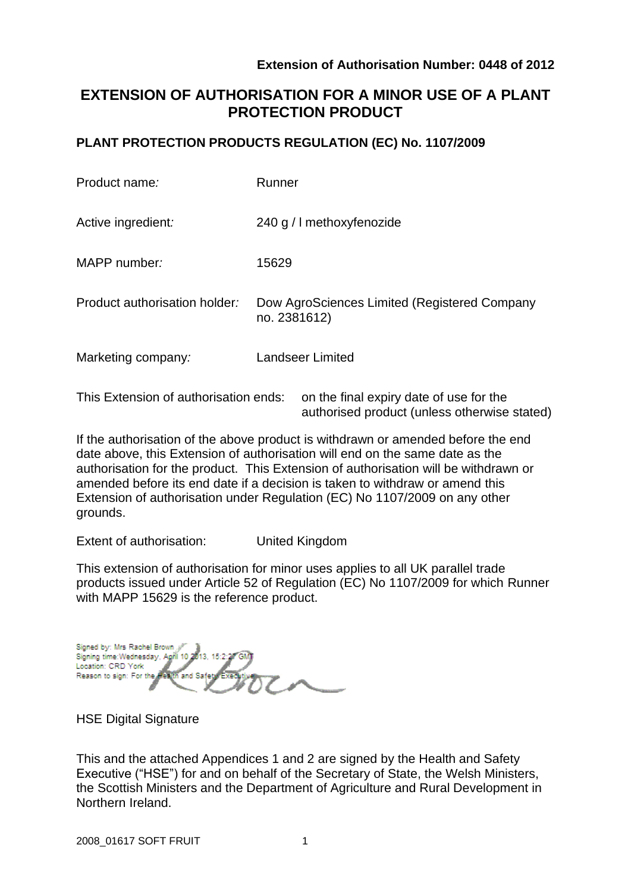**Extension of Authorisation Number: 0448 of 2012**

# EXTENSION OF AUTHORISATION FOR A MINOR USE OF A PLANT PROTECTION PRODUCT

## PLANT PROTECTION PRODUCTS REGULATION (EC) No. 1107/2009

| | |
|---|---|
| Product name: | Runner |
| Active ingredient: | 240 g / l methoxyfenozide |
| MAPP number: | 15629 |
| Product authorisation holder: | Dow AgroSciences Limited (Registered Company no. 2381612) |
| Marketing company: | Landseer Limited |

This Extension of authorisation ends: on the final expiry date of use for the authorised product (unless otherwise stated)

If the authorisation of the above product is withdrawn or amended before the end date above, this Extension of authorisation will end on the same date as the authorisation for the product. This Extension of authorisation will be withdrawn or amended before its end date if a decision is taken to withdraw or amend this Extension of authorisation under Regulation (EC) No 1107/2009 on any other grounds.

Extent of authorisation: United Kingdom

This extension of authorisation for minor uses applies to all UK parallel trade products issued under Article 52 of Regulation (EC) No 1107/2009 for which Runner with MAPP 15629 is the reference product.

Signed by: Mrs Rachel Brown
Signing time: Wednesday, April 10 2013, 15:2:27 GMT
Location: CRD York
Reason to sign: For the Health and Safety Executive

HSE Digital Signature

This and the attached Appendices 1 and 2 are signed by the Health and Safety Executive ("HSE") for and on behalf of the Secretary of State, the Welsh Ministers, the Scottish Ministers and the Department of Agriculture and Rural Development in Northern Ireland.

2008_01617 SOFT FRUIT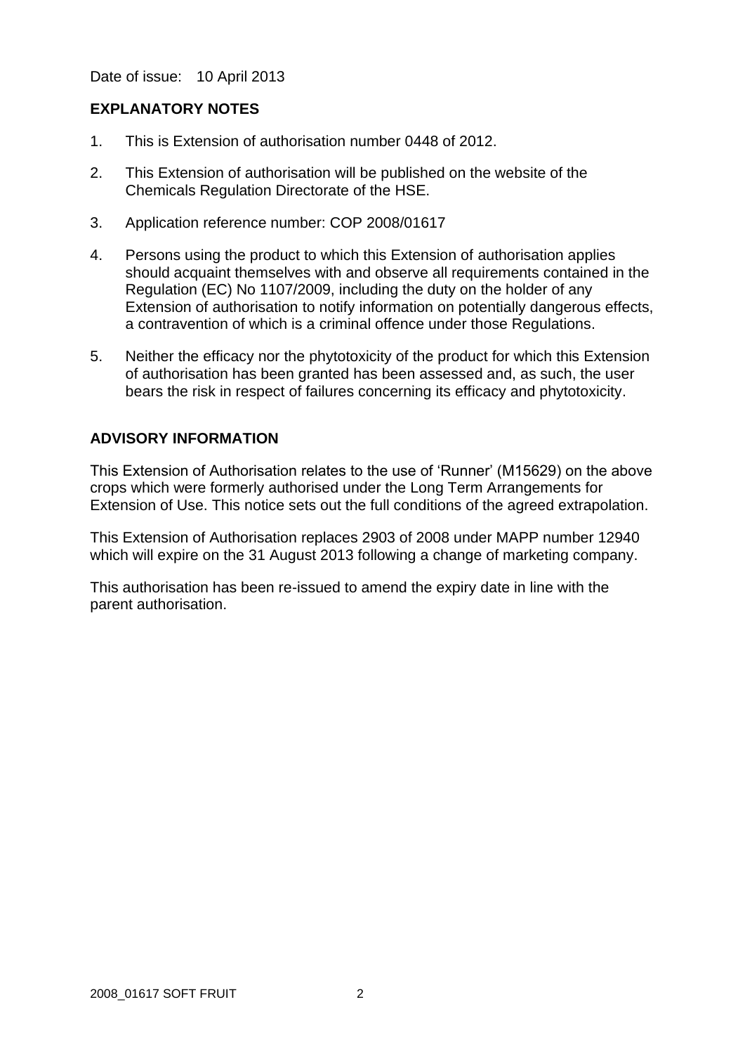Date of issue: 10 April 2013

## EXPLANATORY NOTES

1. This is Extension of authorisation number 0448 of 2012.
2. This Extension of authorisation will be published on the website of the Chemicals Regulation Directorate of the HSE.
3. Application reference number: COP 2008/01617
4. Persons using the product to which this Extension of authorisation applies should acquaint themselves with and observe all requirements contained in the Regulation (EC) No 1107/2009, including the duty on the holder of any Extension of authorisation to notify information on potentially dangerous effects, a contravention of which is a criminal offence under those Regulations.
5. Neither the efficacy nor the phytotoxicity of the product for which this Extension of authorisation has been granted has been assessed and, as such, the user bears the risk in respect of failures concerning its efficacy and phytotoxicity.

## ADVISORY INFORMATION

This Extension of Authorisation relates to the use of 'Runner' (M15629) on the above crops which were formerly authorised under the Long Term Arrangements for Extension of Use. This notice sets out the full conditions of the agreed extrapolation.

This Extension of Authorisation replaces 2903 of 2008 under MAPP number 12940 which will expire on the 31 August 2013 following a change of marketing company.

This authorisation has been re-issued to amend the expiry date in line with the parent authorisation.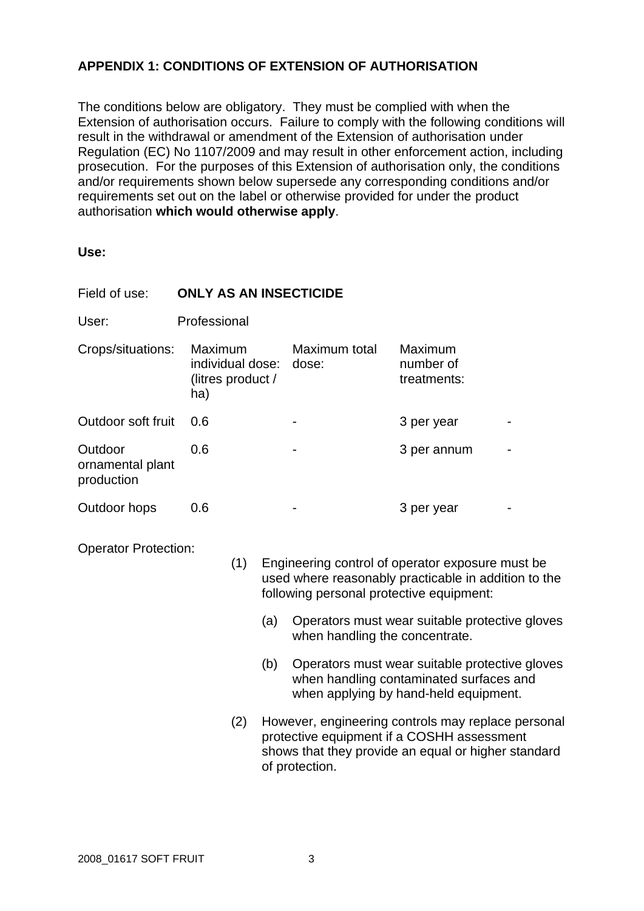**APPENDIX 1: CONDITIONS OF EXTENSION OF AUTHORISATION**

The conditions below are obligatory. They must be complied with when the Extension of authorisation occurs. Failure to comply with the following conditions will result in the withdrawal or amendment of the Extension of authorisation under Regulation (EC) No 1107/2009 and may result in other enforcement action, including prosecution. For the purposes of this Extension of authorisation only, the conditions and/or requirements shown below supersede any corresponding conditions and/or requirements set out on the label or otherwise provided for under the product authorisation **which would otherwise apply**.

**Use:**

Field of use: **ONLY AS AN INSECTICIDE**

User: Professional

| Crops/situations: | Maximum individual dose: (litres product / ha) | Maximum total dose: | Maximum number of treatments: | |
|---|---|---|---|---|
| Outdoor soft fruit | 0.6 | - | 3 per year | - |
| Outdoor ornamental plant production | 0.6 | - | 3 per annum | - |
| Outdoor hops | 0.6 | - | 3 per year | - |

Operator Protection:

(1) Engineering control of operator exposure must be used where reasonably practicable in addition to the following personal protective equipment:

   (a) Operators must wear suitable protective gloves when handling the concentrate.

   (b) Operators must wear suitable protective gloves when handling contaminated surfaces and when applying by hand-held equipment.

(2) However, engineering controls may replace personal protective equipment if a COSHH assessment shows that they provide an equal or higher standard of protection.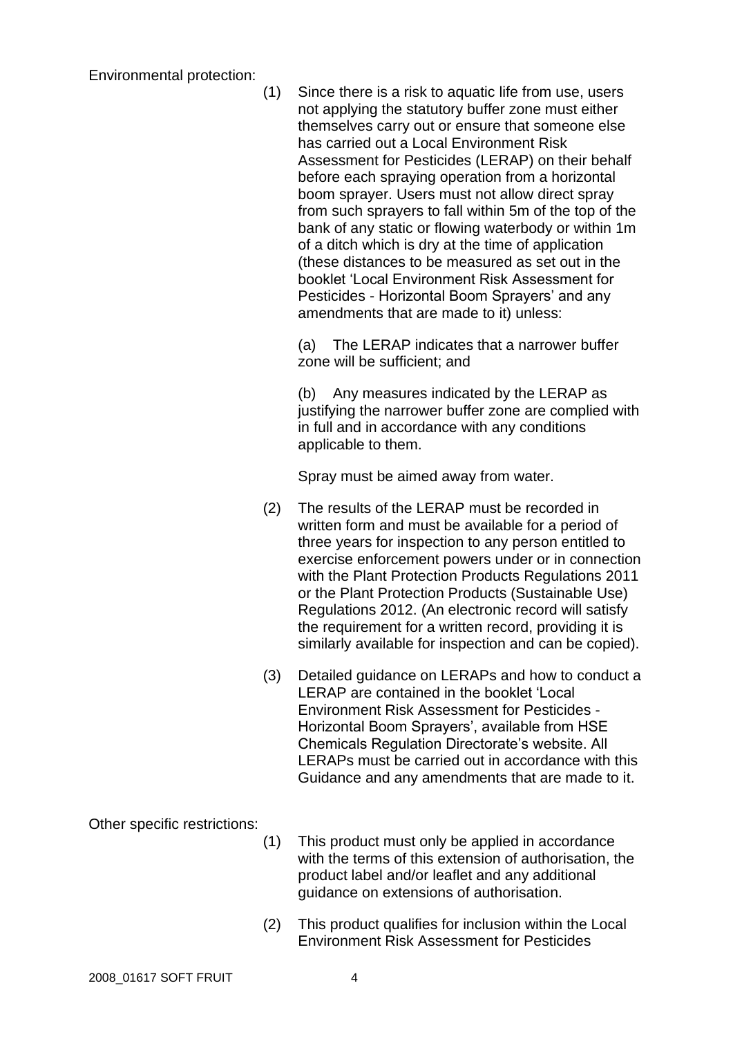Environmental protection:

(1) Since there is a risk to aquatic life from use, users not applying the statutory buffer zone must either themselves carry out or ensure that someone else has carried out a Local Environment Risk Assessment for Pesticides (LERAP) on their behalf before each spraying operation from a horizontal boom sprayer. Users must not allow direct spray from such sprayers to fall within 5m of the top of the bank of any static or flowing waterbody or within 1m of a ditch which is dry at the time of application (these distances to be measured as set out in the booklet 'Local Environment Risk Assessment for Pesticides - Horizontal Boom Sprayers' and any amendments that are made to it) unless:

(a) The LERAP indicates that a narrower buffer zone will be sufficient; and

(b) Any measures indicated by the LERAP as justifying the narrower buffer zone are complied with in full and in accordance with any conditions applicable to them.

Spray must be aimed away from water.

(2) The results of the LERAP must be recorded in written form and must be available for a period of three years for inspection to any person entitled to exercise enforcement powers under or in connection with the Plant Protection Products Regulations 2011 or the Plant Protection Products (Sustainable Use) Regulations 2012. (An electronic record will satisfy the requirement for a written record, providing it is similarly available for inspection and can be copied).

(3) Detailed guidance on LERAPs and how to conduct a LERAP are contained in the booklet 'Local Environment Risk Assessment for Pesticides - Horizontal Boom Sprayers', available from HSE Chemicals Regulation Directorate's website. All LERAPs must be carried out in accordance with this Guidance and any amendments that are made to it.

Other specific restrictions:

(1) This product must only be applied in accordance with the terms of this extension of authorisation, the product label and/or leaflet and any additional guidance on extensions of authorisation.

(2) This product qualifies for inclusion within the Local Environment Risk Assessment for Pesticides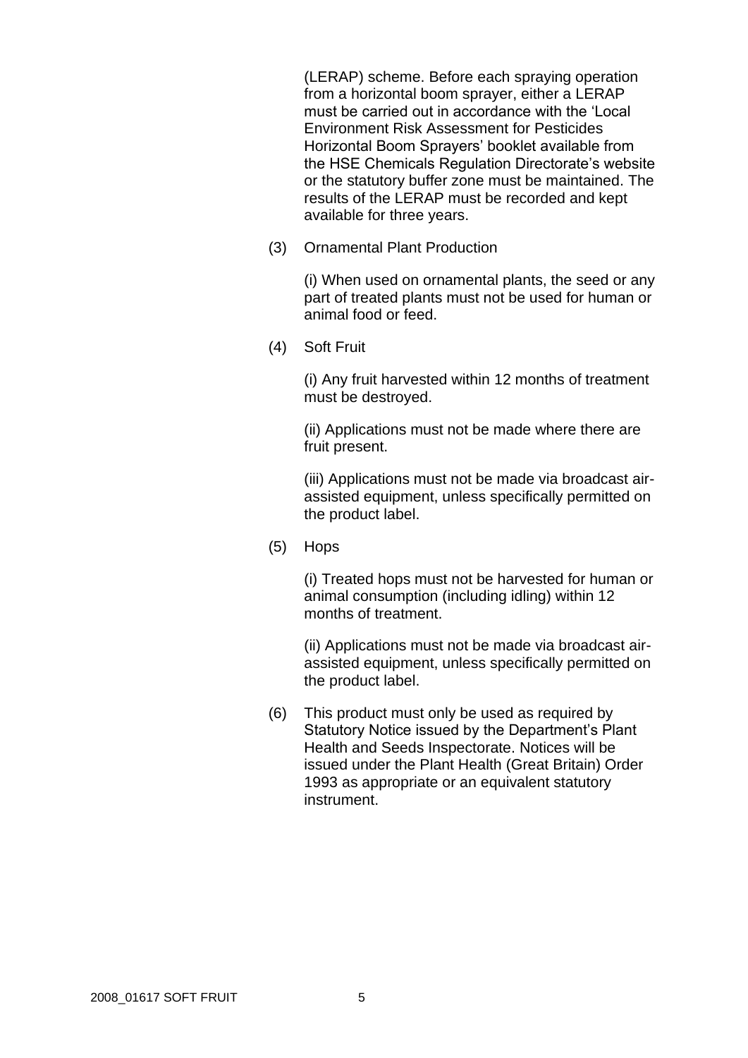(LERAP) scheme. Before each spraying operation from a horizontal boom sprayer, either a LERAP must be carried out in accordance with the 'Local Environment Risk Assessment for Pesticides Horizontal Boom Sprayers' booklet available from the HSE Chemicals Regulation Directorate's website or the statutory buffer zone must be maintained. The results of the LERAP must be recorded and kept available for three years.

(3) Ornamental Plant Production

(i) When used on ornamental plants, the seed or any part of treated plants must not be used for human or animal food or feed.

(4) Soft Fruit

(i) Any fruit harvested within 12 months of treatment must be destroyed.

(ii) Applications must not be made where there are fruit present.

(iii) Applications must not be made via broadcast air-assisted equipment, unless specifically permitted on the product label.

(5) Hops

(i) Treated hops must not be harvested for human or animal consumption (including idling) within 12 months of treatment.

(ii) Applications must not be made via broadcast air-assisted equipment, unless specifically permitted on the product label.

(6) This product must only be used as required by Statutory Notice issued by the Department's Plant Health and Seeds Inspectorate. Notices will be issued under the Plant Health (Great Britain) Order 1993 as appropriate or an equivalent statutory instrument.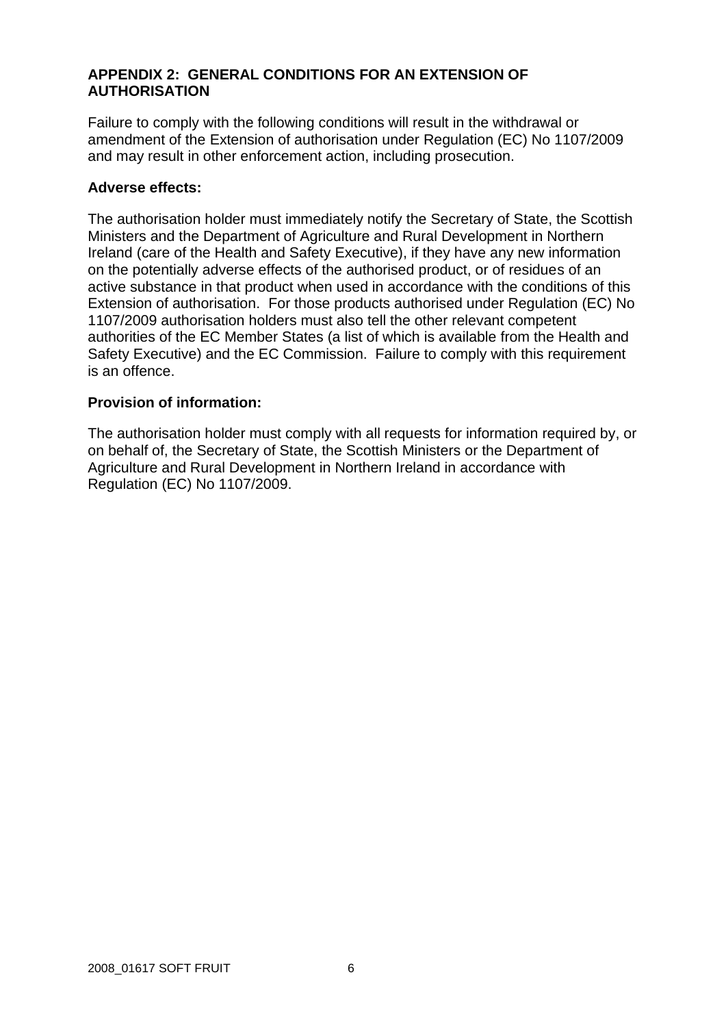## APPENDIX 2: GENERAL CONDITIONS FOR AN EXTENSION OF AUTHORISATION

Failure to comply with the following conditions will result in the withdrawal or amendment of the Extension of authorisation under Regulation (EC) No 1107/2009 and may result in other enforcement action, including prosecution.

**Adverse effects:**

The authorisation holder must immediately notify the Secretary of State, the Scottish Ministers and the Department of Agriculture and Rural Development in Northern Ireland (care of the Health and Safety Executive), if they have any new information on the potentially adverse effects of the authorised product, or of residues of an active substance in that product when used in accordance with the conditions of this Extension of authorisation. For those products authorised under Regulation (EC) No 1107/2009 authorisation holders must also tell the other relevant competent authorities of the EC Member States (a list of which is available from the Health and Safety Executive) and the EC Commission. Failure to comply with this requirement is an offence.

**Provision of information:**

The authorisation holder must comply with all requests for information required by, or on behalf of, the Secretary of State, the Scottish Ministers or the Department of Agriculture and Rural Development in Northern Ireland in accordance with Regulation (EC) No 1107/2009.